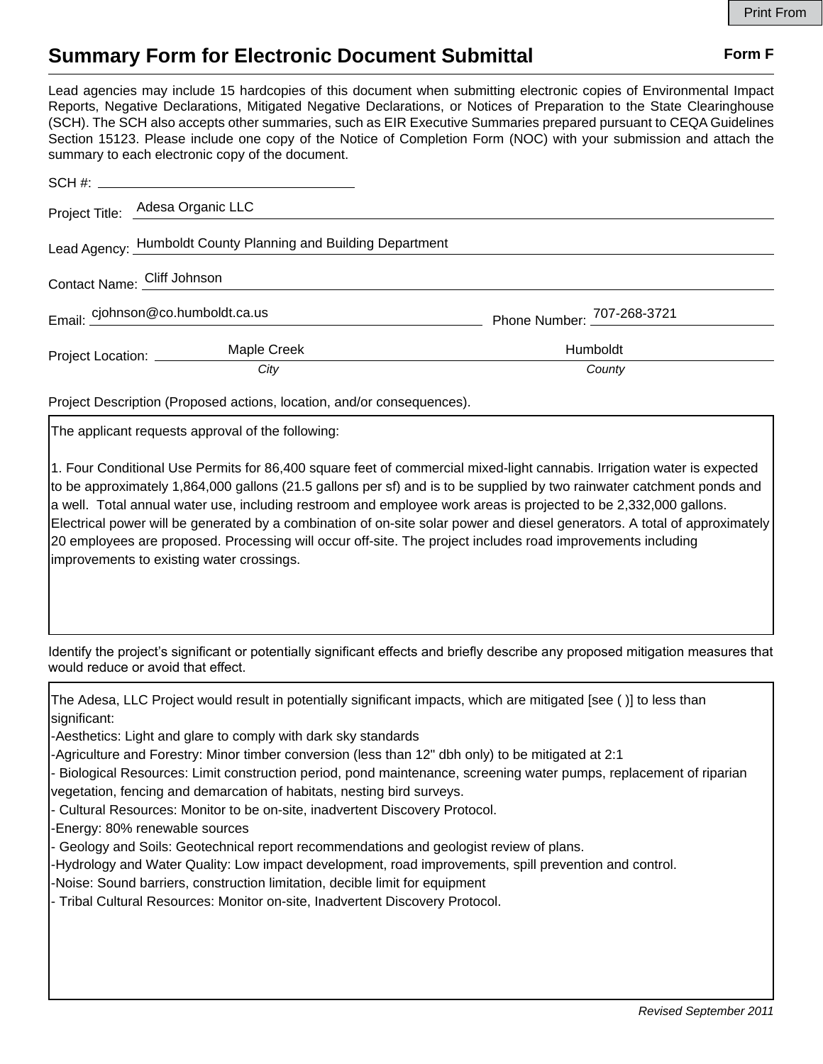# Summary Form for Electronic Document Submittal

**Form F**

Lead agencies may include 15 hardcopies of this document when submitting electronic copies of Environmental Impact Reports, Negative Declarations, Mitigated Negative Declarations, or Notices of Preparation to the State Clearinghouse (SCH). The SCH also accepts other summaries, such as EIR Executive Summaries prepared pursuant to CEQA Guidelines Section 15123. Please include one copy of the Notice of Completion Form (NOC) with your submission and attach the summary to each electronic copy of the document.

SCH #: 

Project Title: Adesa Organic LLC

Lead Agency: Humboldt County Planning and Building Department

Contact Name: Cliff Johnson

Email: cjohnson@co.humboldt.ca.us  Phone Number: 707-268-3721

Project Location: Maple Creek (*City*)  Humboldt (*County*)

Project Description (Proposed actions, location, and/or consequences).

The applicant requests approval of the following:

1. Four Conditional Use Permits for 86,400 square feet of commercial mixed-light cannabis. Irrigation water is expected to be approximately 1,864,000 gallons (21.5 gallons per sf) and is to be supplied by two rainwater catchment ponds and a well. Total annual water use, including restroom and employee work areas is projected to be 2,332,000 gallons. Electrical power will be generated by a combination of on-site solar power and diesel generators. A total of approximately 20 employees are proposed. Processing will occur off-site. The project includes road improvements including improvements to existing water crossings.

Identify the project's significant or potentially significant effects and briefly describe any proposed mitigation measures that would reduce or avoid that effect.

The Adesa, LLC Project would result in potentially significant impacts, which are mitigated [see ( )] to less than significant:

- -Aesthetics: Light and glare to comply with dark sky standards
- -Agriculture and Forestry: Minor timber conversion (less than 12" dbh only) to be mitigated at 2:1
- Biological Resources: Limit construction period, pond maintenance, screening water pumps, replacement of riparian vegetation, fencing and demarcation of habitats, nesting bird surveys.
- Cultural Resources: Monitor to be on-site, inadvertent Discovery Protocol.
- -Energy: 80% renewable sources
- Geology and Soils: Geotechnical report recommendations and geologist review of plans.
- -Hydrology and Water Quality: Low impact development, road improvements, spill prevention and control.
- -Noise: Sound barriers, construction limitation, decible limit for equipment
- Tribal Cultural Resources: Monitor on-site, Inadvertent Discovery Protocol.

*Revised September 2011*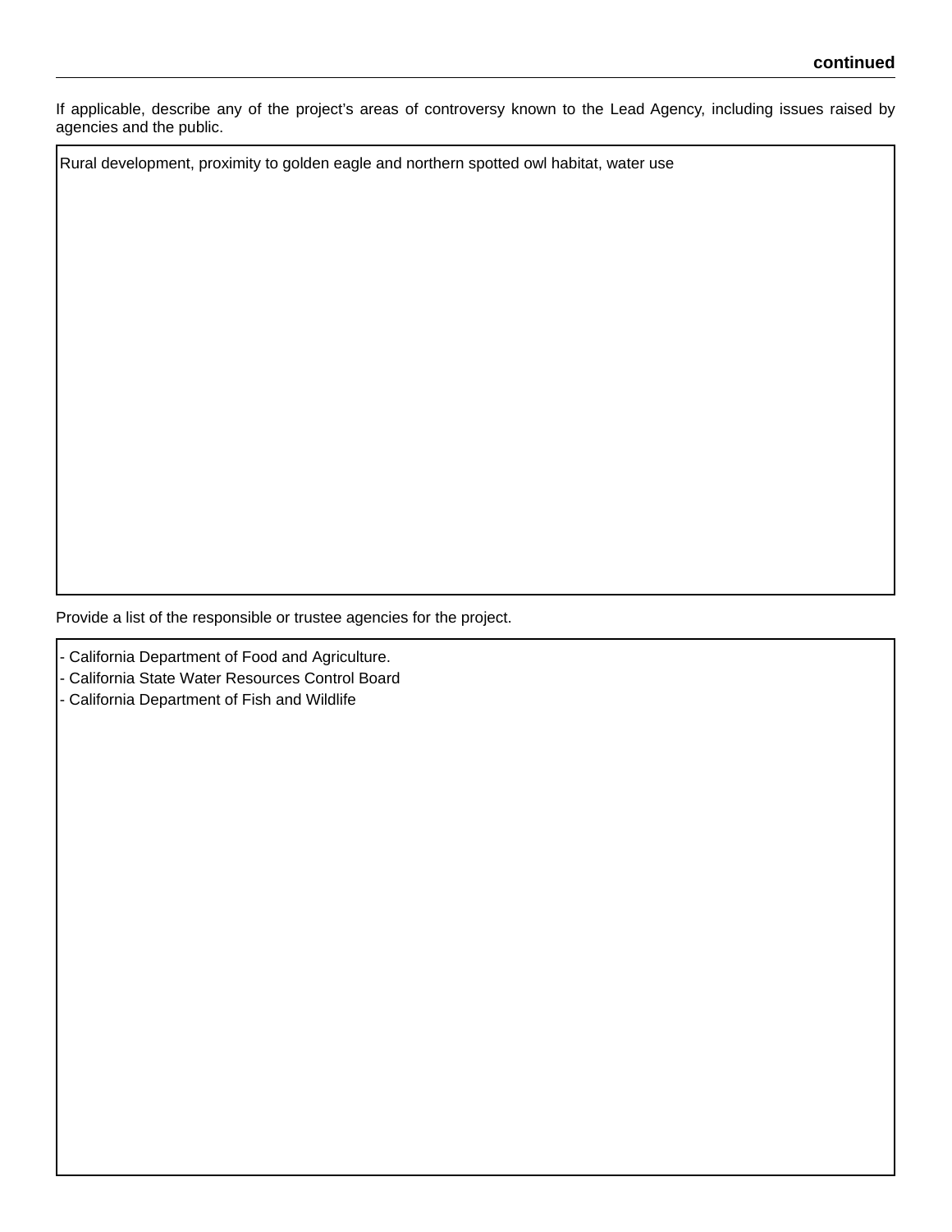**continued**

If applicable, describe any of the project's areas of controversy known to the Lead Agency, including issues raised by agencies and the public.

Rural development, proximity to golden eagle and northern spotted owl habitat, water use

Provide a list of the responsible or trustee agencies for the project.

- California Department of Food and Agriculture.
- California State Water Resources Control Board
- California Department of Fish and Wildlife